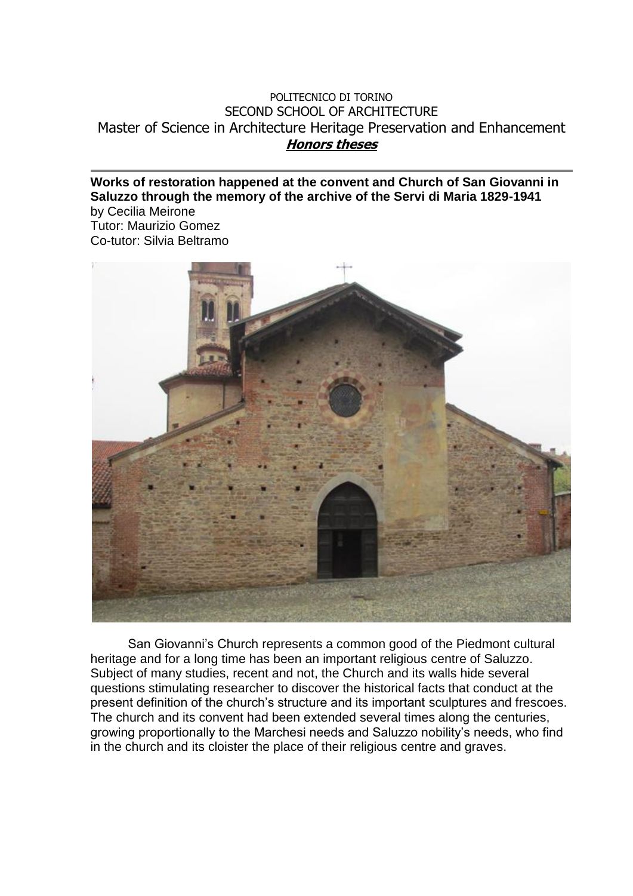POLITECNICO DI TORINO
SECOND SCHOOL OF ARCHITECTURE
Master of Science in Architecture Heritage Preservation and Enhancement
***Honors theses***

---

**Works of restoration happened at the convent and Church of San Giovanni in Saluzzo through the memory of the archive of the Servi di Maria 1829-1941**
by Cecilia Meirone
Tutor: Maurizio Gomez
Co-tutor: Silvia Beltramo

San Giovanni's Church represents a common good of the Piedmont cultural heritage and for a long time has been an important religious centre of Saluzzo. Subject of many studies, recent and not, the Church and its walls hide several questions stimulating researcher to discover the historical facts that conduct at the present definition of the church's structure and its important sculptures and frescoes. The church and its convent had been extended several times along the centuries, growing proportionally to the Marchesi needs and Saluzzo nobility's needs, who find in the church and its cloister the place of their religious centre and graves.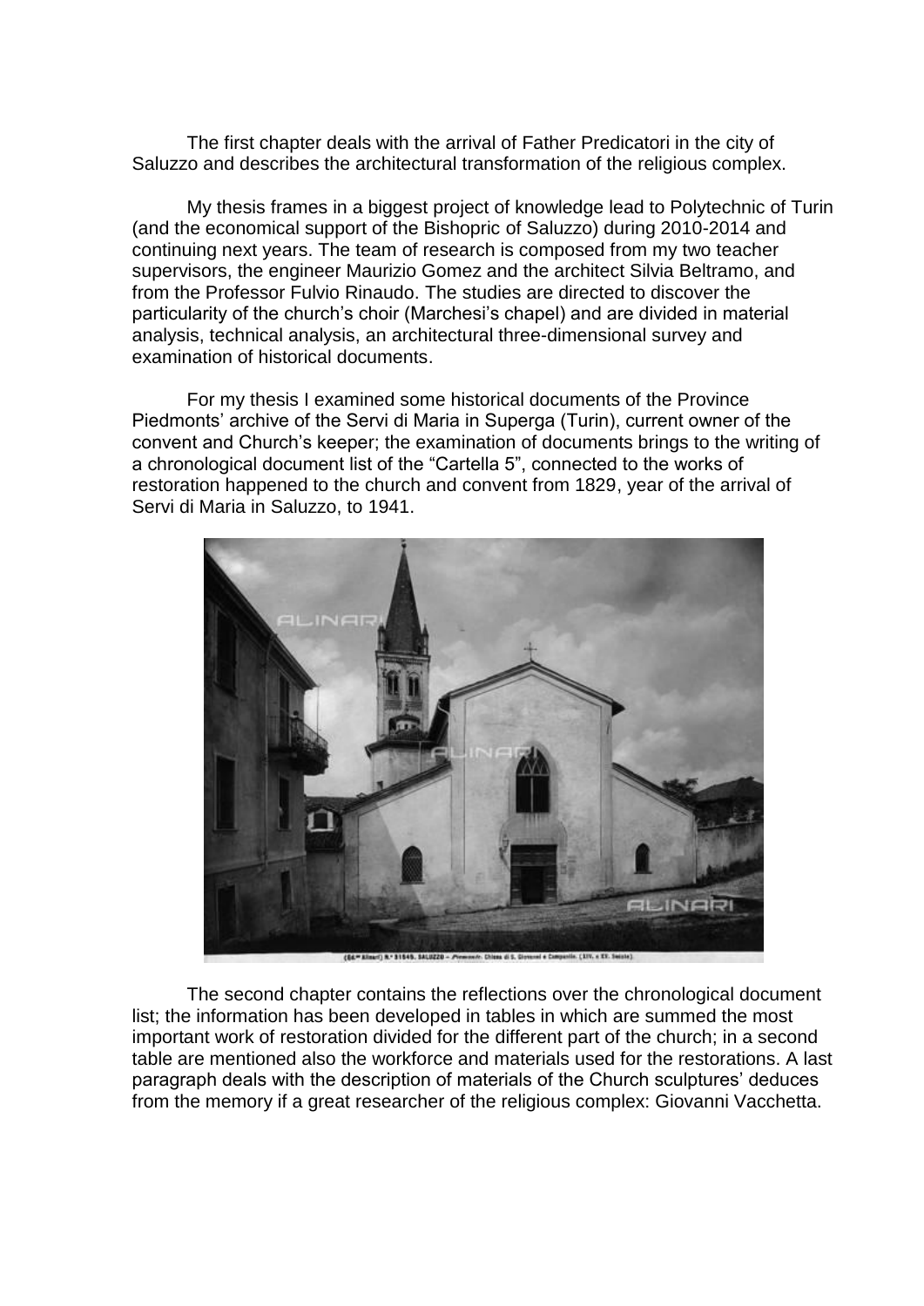The first chapter deals with the arrival of Father Predicatori in the city of Saluzzo and describes the architectural transformation of the religious complex.

My thesis frames in a biggest project of knowledge lead to Polytechnic of Turin (and the economical support of the Bishopric of Saluzzo) during 2010-2014 and continuing next years. The team of research is composed from my two teacher supervisors, the engineer Maurizio Gomez and the architect Silvia Beltramo, and from the Professor Fulvio Rinaudo. The studies are directed to discover the particularity of the church's choir (Marchesi's chapel) and are divided in material analysis, technical analysis, an architectural three-dimensional survey and examination of historical documents.

For my thesis I examined some historical documents of the Province Piedmonts' archive of the Servi di Maria in Superga (Turin), current owner of the convent and Church's keeper; the examination of documents brings to the writing of a chronological document list of the "Cartella 5", connected to the works of restoration happened to the church and convent from 1829, year of the arrival of Servi di Maria in Saluzzo, to 1941.

The second chapter contains the reflections over the chronological document list; the information has been developed in tables in which are summed the most important work of restoration divided for the different part of the church; in a second table are mentioned also the workforce and materials used for the restorations. A last paragraph deals with the description of materials of the Church sculptures' deduces from the memory if a great researcher of the religious complex: Giovanni Vacchetta.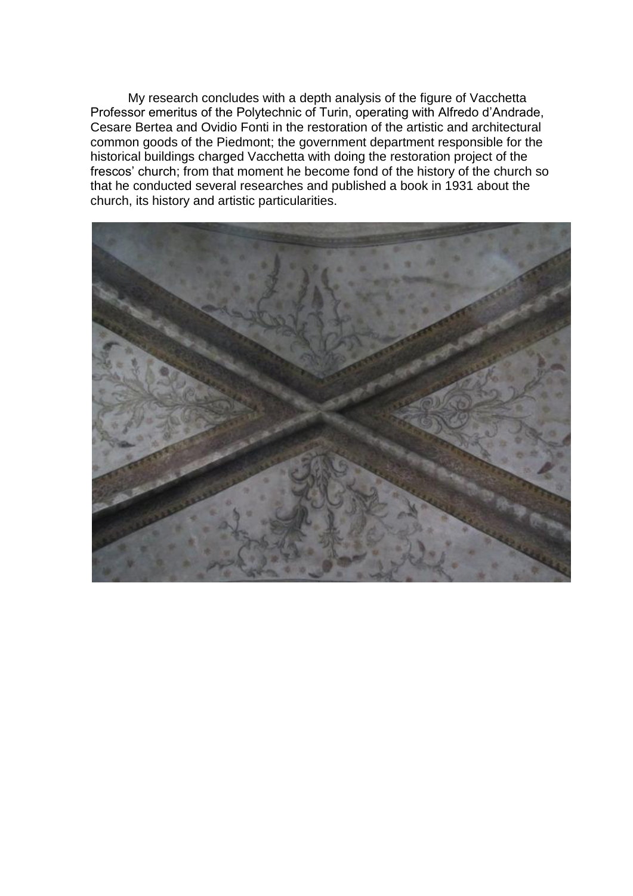My research concludes with a depth analysis of the figure of Vacchetta Professor emeritus of the Polytechnic of Turin, operating with Alfredo d'Andrade, Cesare Bertea and Ovidio Fonti in the restoration of the artistic and architectural common goods of the Piedmont; the government department responsible for the historical buildings charged Vacchetta with doing the restoration project of the frescos' church; from that moment he become fond of the history of the church so that he conducted several researches and published a book in 1931 about the church, its history and artistic particularities.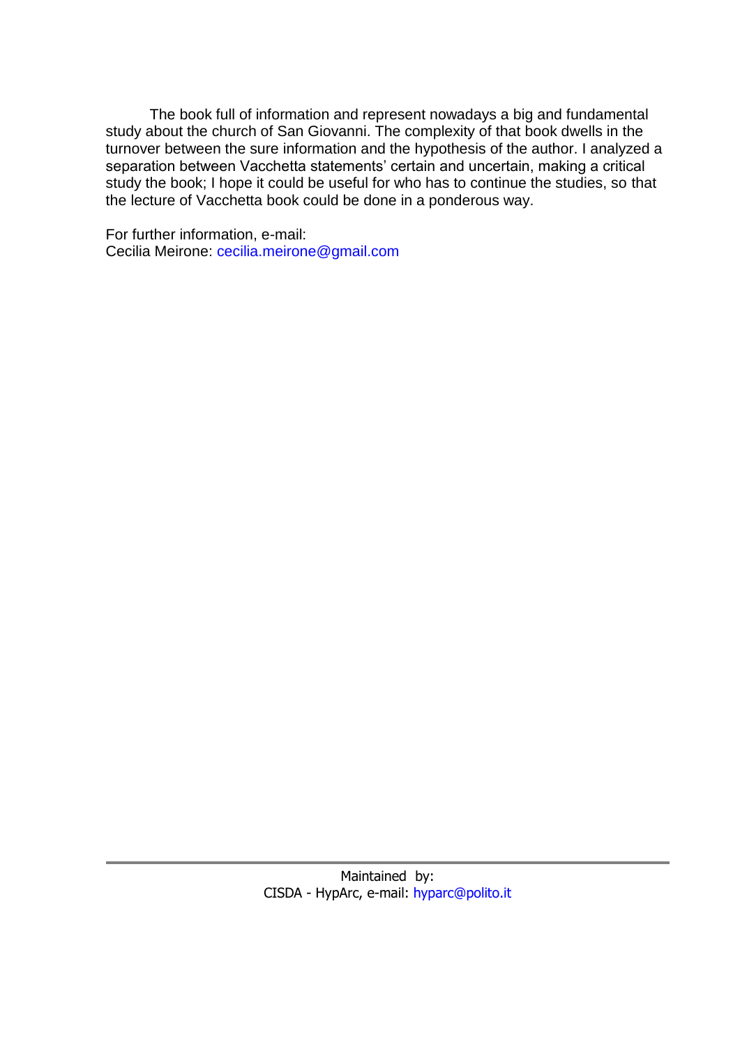The book full of information and represent nowadays a big and fundamental study about the church of San Giovanni. The complexity of that book dwells in the turnover between the sure information and the hypothesis of the author. I analyzed a separation between Vacchetta statements' certain and uncertain, making a critical study the book; I hope it could be useful for who has to continue the studies, so that the lecture of Vacchetta book could be done in a ponderous way.

For further information, e-mail:
Cecilia Meirone: cecilia.meirone@gmail.com

---

Maintained by:
CISDA - HypArc, e-mail: hyparc@polito.it